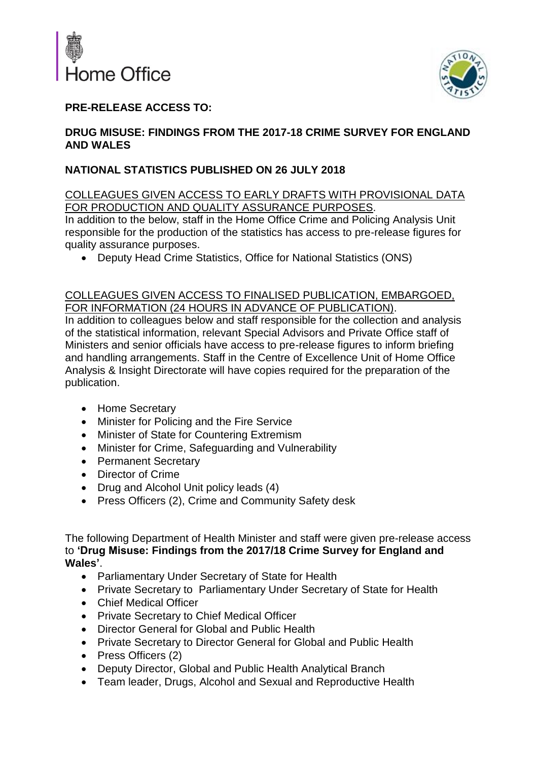Home Office

**PRE-RELEASE ACCESS TO:**

**DRUG MISUSE: FINDINGS FROM THE 2017-18 CRIME SURVEY FOR ENGLAND AND WALES**

**NATIONAL STATISTICS PUBLISHED ON 26 JULY 2018**

COLLEAGUES GIVEN ACCESS TO EARLY DRAFTS WITH PROVISIONAL DATA FOR PRODUCTION AND QUALITY ASSURANCE PURPOSES.

In addition to the below, staff in the Home Office Crime and Policing Analysis Unit responsible for the production of the statistics has access to pre-release figures for quality assurance purposes.

- Deputy Head Crime Statistics, Office for National Statistics (ONS)

COLLEAGUES GIVEN ACCESS TO FINALISED PUBLICATION, EMBARGOED, FOR INFORMATION (24 HOURS IN ADVANCE OF PUBLICATION).

In addition to colleagues below and staff responsible for the collection and analysis of the statistical information, relevant Special Advisors and Private Office staff of Ministers and senior officials have access to pre-release figures to inform briefing and handling arrangements. Staff in the Centre of Excellence Unit of Home Office Analysis & Insight Directorate will have copies required for the preparation of the publication.

- Home Secretary
- Minister for Policing and the Fire Service
- Minister of State for Countering Extremism
- Minister for Crime, Safeguarding and Vulnerability
- Permanent Secretary
- Director of Crime
- Drug and Alcohol Unit policy leads (4)
- Press Officers (2), Crime and Community Safety desk

The following Department of Health Minister and staff were given pre-release access to **'Drug Misuse: Findings from the 2017/18 Crime Survey for England and Wales'**.

- Parliamentary Under Secretary of State for Health
- Private Secretary to Parliamentary Under Secretary of State for Health
- Chief Medical Officer
- Private Secretary to Chief Medical Officer
- Director General for Global and Public Health
- Private Secretary to Director General for Global and Public Health
- Press Officers (2)
- Deputy Director, Global and Public Health Analytical Branch
- Team leader, Drugs, Alcohol and Sexual and Reproductive Health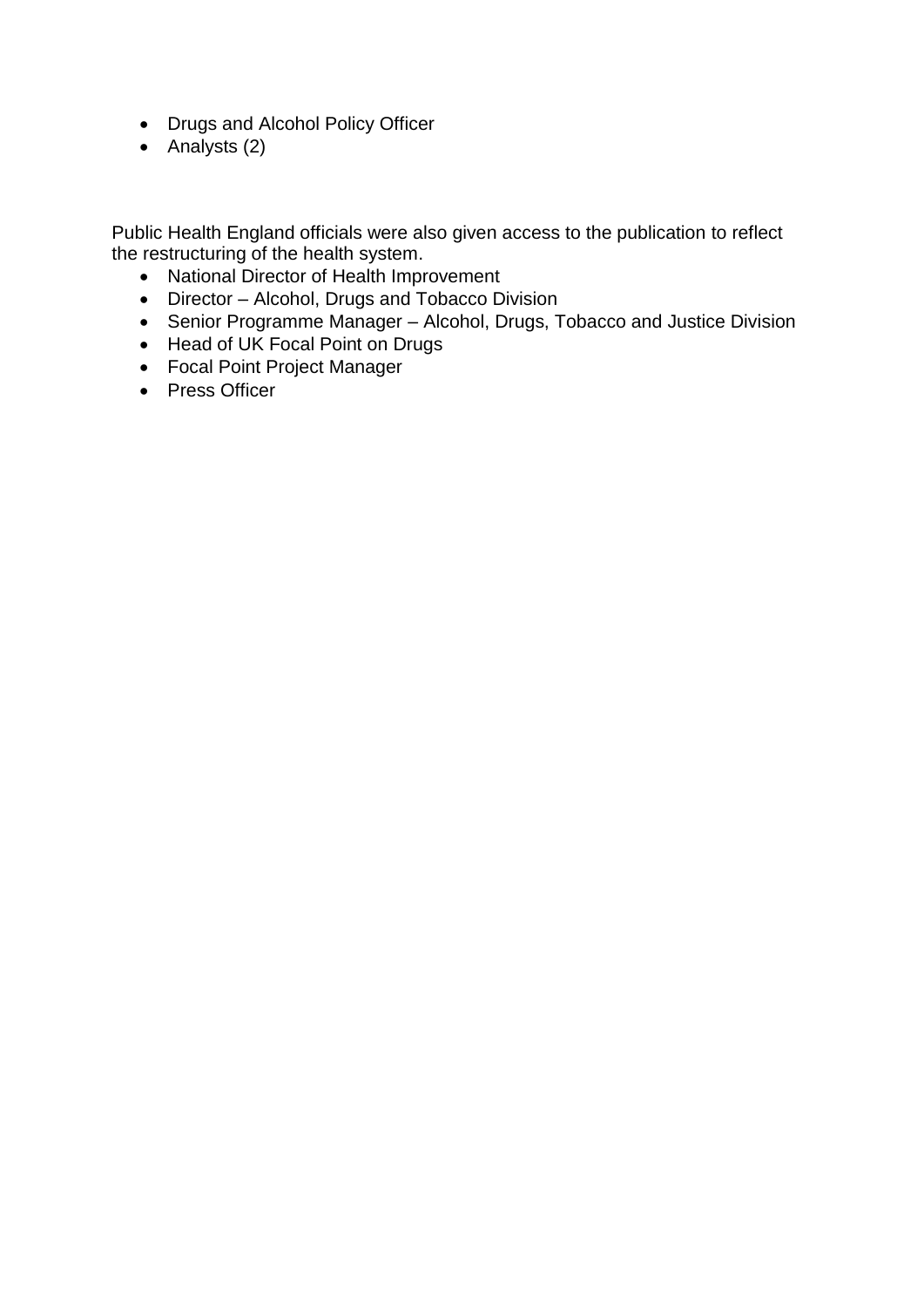- Drugs and Alcohol Policy Officer
- Analysts (2)

Public Health England officials were also given access to the publication to reflect the restructuring of the health system.

- National Director of Health Improvement
- Director – Alcohol, Drugs and Tobacco Division
- Senior Programme Manager – Alcohol, Drugs, Tobacco and Justice Division
- Head of UK Focal Point on Drugs
- Focal Point Project Manager
- Press Officer